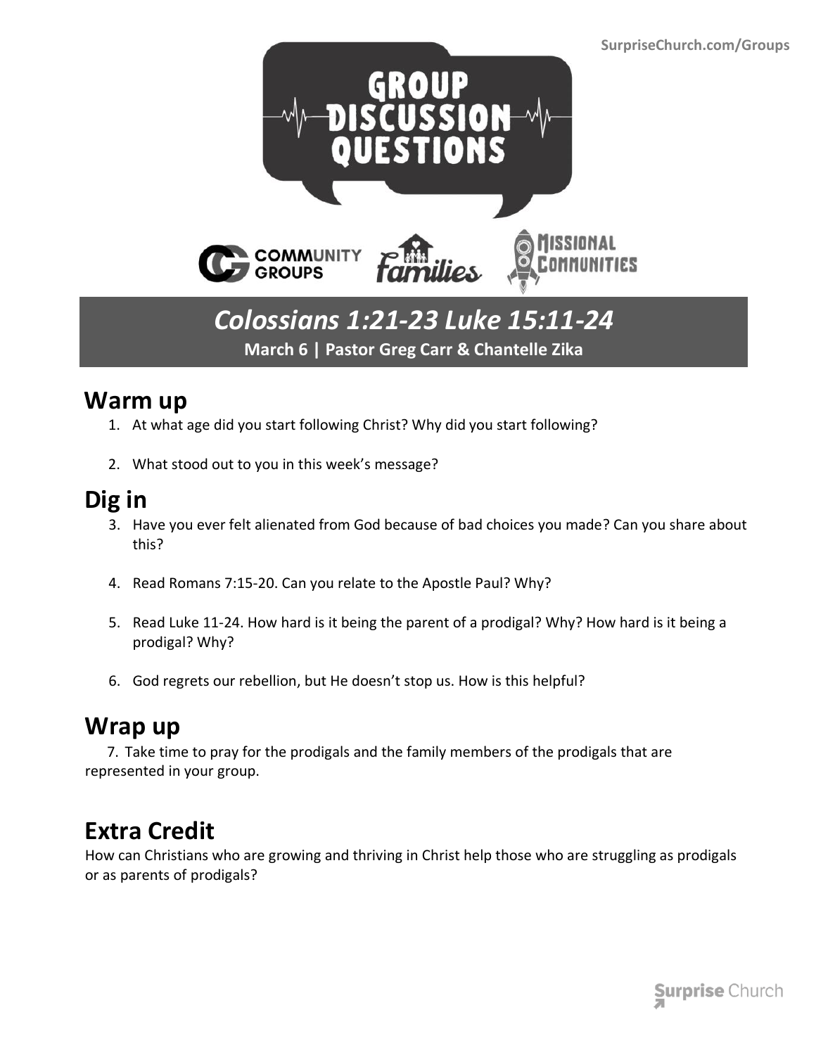SurpriseChurch.com/Groups

# GROUP DISCUSSION QUESTIONS

COMMUNITY GROUPS | families | MISSIONAL COMMUNITIES

## *Colossians 1:21-23 Luke 15:11-24*

**March 6 | Pastor Greg Carr & Chantelle Zika**

## Warm up

1. At what age did you start following Christ? Why did you start following?
2. What stood out to you in this week's message?

## Dig in

3. Have you ever felt alienated from God because of bad choices you made? Can you share about this?
4. Read Romans 7:15-20. Can you relate to the Apostle Paul? Why?
5. Read Luke 11-24. How hard is it being the parent of a prodigal? Why? How hard is it being a prodigal? Why?
6. God regrets our rebellion, but He doesn't stop us. How is this helpful?

## Wrap up

7. Take time to pray for the prodigals and the family members of the prodigals that are represented in your group.

## Extra Credit

How can Christians who are growing and thriving in Christ help those who are struggling as prodigals or as parents of prodigals?

Surprise Church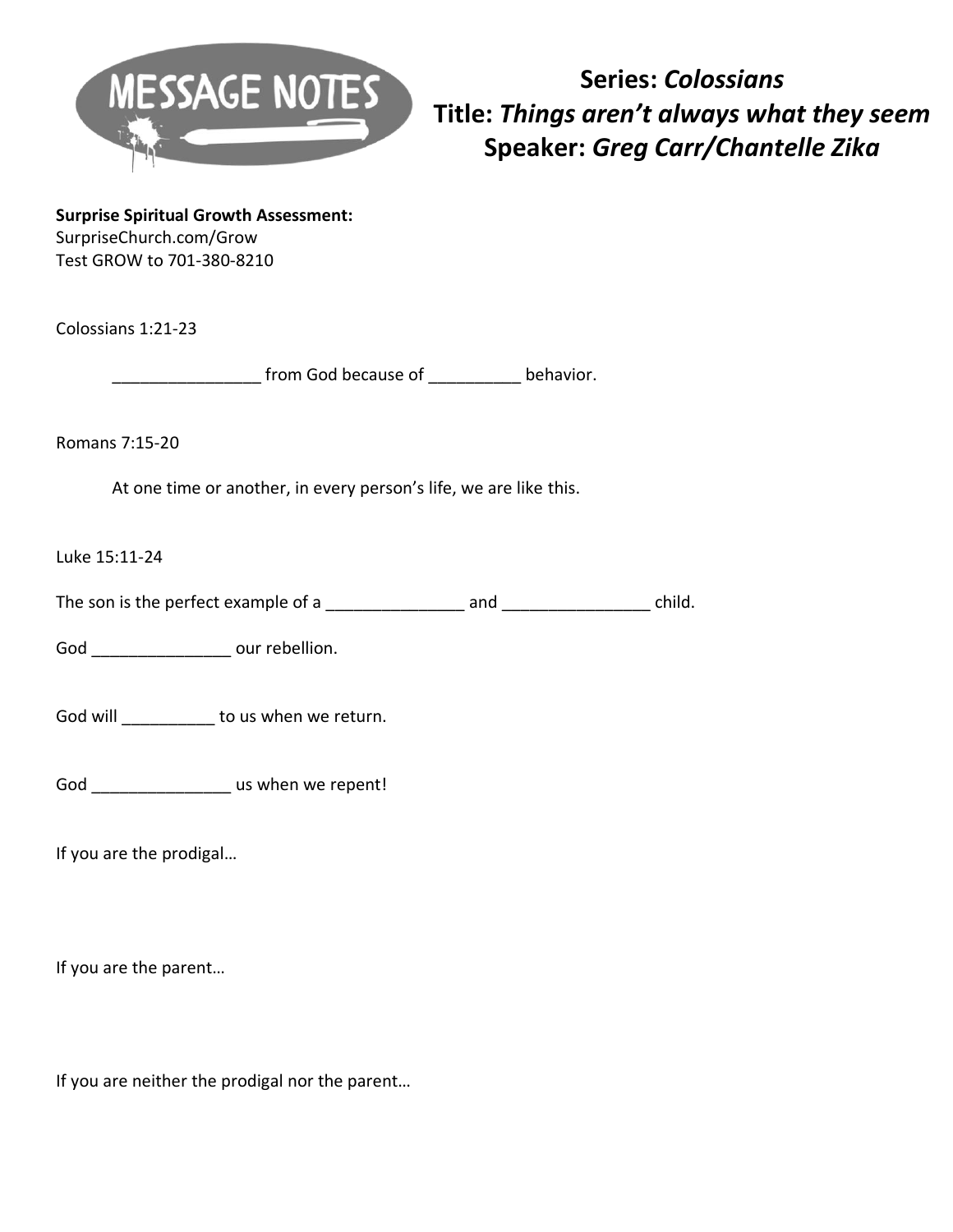MESSAGE NOTES

**Series:** ***Colossians***
**Title:** ***Things aren't always what they seem***
**Speaker:** ***Greg Carr/Chantelle Zika***

**Surprise Spiritual Growth Assessment:**
SurpriseChurch.com/Grow
Test GROW to 701-380-8210

Colossians 1:21-23

________________ from God because of __________ behavior.

Romans 7:15-20

At one time or another, in every person's life, we are like this.

Luke 15:11-24

The son is the perfect example of a _______________ and ________________ child.

God _______________ our rebellion.

God will __________ to us when we return.

God _______________ us when we repent!

If you are the prodigal…

If you are the parent…

If you are neither the prodigal nor the parent…